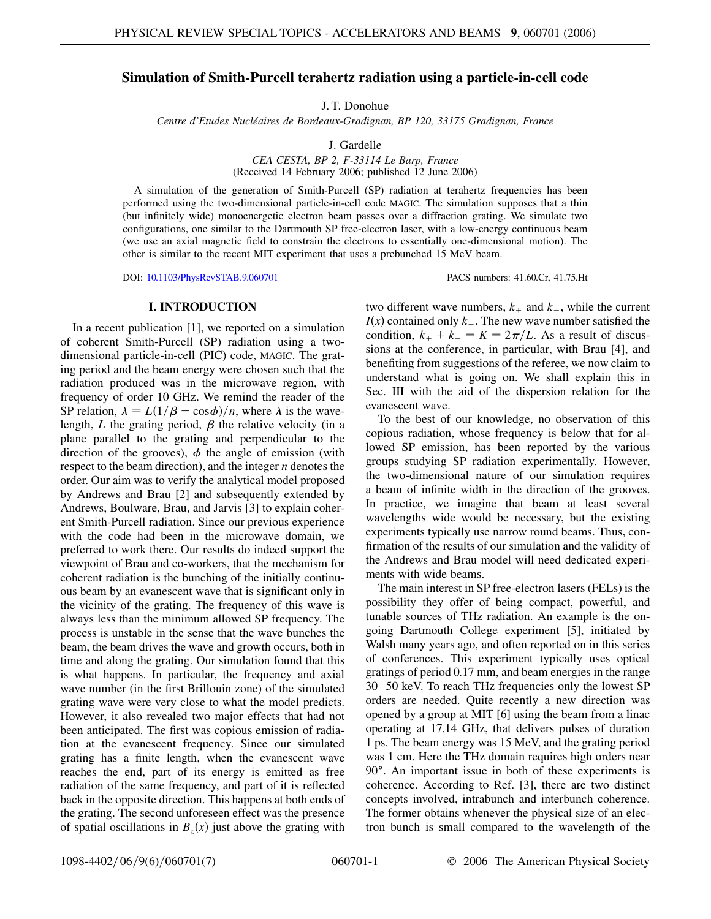# Simulation of Smith-Purcell terahertz radiation using a particle-in-cell code

J. T. Donohue

*Centre d'Etudes Nucléaires de Bordeaux-Gradignan, BP 120, 33175 Gradignan, France*

J. Gardelle

*CEA CESTA, BP 2, F-33114 Le Barp, France*

(Received 14 February 2006; published 12 June 2006)

A simulation of the generation of Smith-Purcell (SP) radiation at terahertz frequencies has been performed using the two-dimensional particle-in-cell code MAGIC. The simulation supposes that a thin (but infinitely wide) monoenergetic electron beam passes over a diffraction grating. We simulate two configurations, one similar to the Dartmouth SP free-electron laser, with a low-energy continuous beam (we use an axial magnetic field to constrain the electrons to essentially one-dimensional motion). The other is similar to the recent MIT experiment that uses a prebunched 15 MeV beam.

DOI: 10.1103/PhysRevSTAB.9.060701 PACS numbers: 41.60.Cr, 41.75.Ht

## I. INTRODUCTION

In a recent publication [1], we reported on a simulation of coherent Smith-Purcell (SP) radiation using a two-dimensional particle-in-cell (PIC) code, MAGIC. The grating period and the beam energy were chosen such that the radiation produced was in the microwave region, with frequency of order 10 GHz. We remind the reader of the SP relation, $\lambda = L(1/\beta - \cos\phi)/n$, where $\lambda$ is the wavelength, $L$ the grating period, $\beta$ the relative velocity (in a plane parallel to the grating and perpendicular to the direction of the grooves), $\phi$ the angle of emission (with respect to the beam direction), and the integer $n$ denotes the order. Our aim was to verify the analytical model proposed by Andrews and Brau [2] and subsequently extended by Andrews, Boulware, Brau, and Jarvis [3] to explain coherent Smith-Purcell radiation. Since our previous experience with the code had been in the microwave domain, we preferred to work there. Our results do indeed support the viewpoint of Brau and co-workers, that the mechanism for coherent radiation is the bunching of the initially continuous beam by an evanescent wave that is significant only in the vicinity of the grating. The frequency of this wave is always less than the minimum allowed SP frequency. The process is unstable in the sense that the wave bunches the beam, the beam drives the wave and growth occurs, both in time and along the grating. Our simulation found that this is what happens. In particular, the frequency and axial wave number (in the first Brillouin zone) of the simulated grating wave were very close to what the model predicts. However, it also revealed two major effects that had not been anticipated. The first was copious emission of radiation at the evanescent frequency. Since our simulated grating has a finite length, when the evanescent wave reaches the end, part of its energy is emitted as free radiation of the same frequency, and part of it is reflected back in the opposite direction. This happens at both ends of the grating. The second unforeseen effect was the presence of spatial oscillations in $B_z(x)$ just above the grating with two different wave numbers, $k_+$ and $k_-$, while the current $I(x)$ contained only $k_+$. The new wave number satisfied the condition, $k_+ + k_- = K = 2\pi/L$. As a result of discussions at the conference, in particular, with Brau [4], and benefiting from suggestions of the referee, we now claim to understand what is going on. We shall explain this in Sec. III with the aid of the dispersion relation for the evanescent wave.

To the best of our knowledge, no observation of this copious radiation, whose frequency is below that for allowed SP emission, has been reported by the various groups studying SP radiation experimentally. However, the two-dimensional nature of our simulation requires a beam of infinite width in the direction of the grooves. In practice, we imagine that beam at least several wavelengths wide would be necessary, but the existing experiments typically use narrow round beams. Thus, confirmation of the results of our simulation and the validity of the Andrews and Brau model will need dedicated experiments with wide beams.

The main interest in SP free-electron lasers (FELs) is the possibility they offer of being compact, powerful, and tunable sources of THz radiation. An example is the ongoing Dartmouth College experiment [5], initiated by Walsh many years ago, and often reported on in this series of conferences. This experiment typically uses optical gratings of period 0.17 mm, and beam energies in the range 30–50 keV. To reach THz frequencies only the lowest SP orders are needed. Quite recently a new direction was opened by a group at MIT [6] using the beam from a linac operating at 17.14 GHz, that delivers pulses of duration 1 ps. The beam energy was 15 MeV, and the grating period was 1 cm. Here the THz domain requires high orders near 90°. An important issue in both of these experiments is coherence. According to Ref. [3], there are two distinct concepts involved, intrabunch and interbunch coherence. The former obtains whenever the physical size of an electron bunch is small compared to the wavelength of the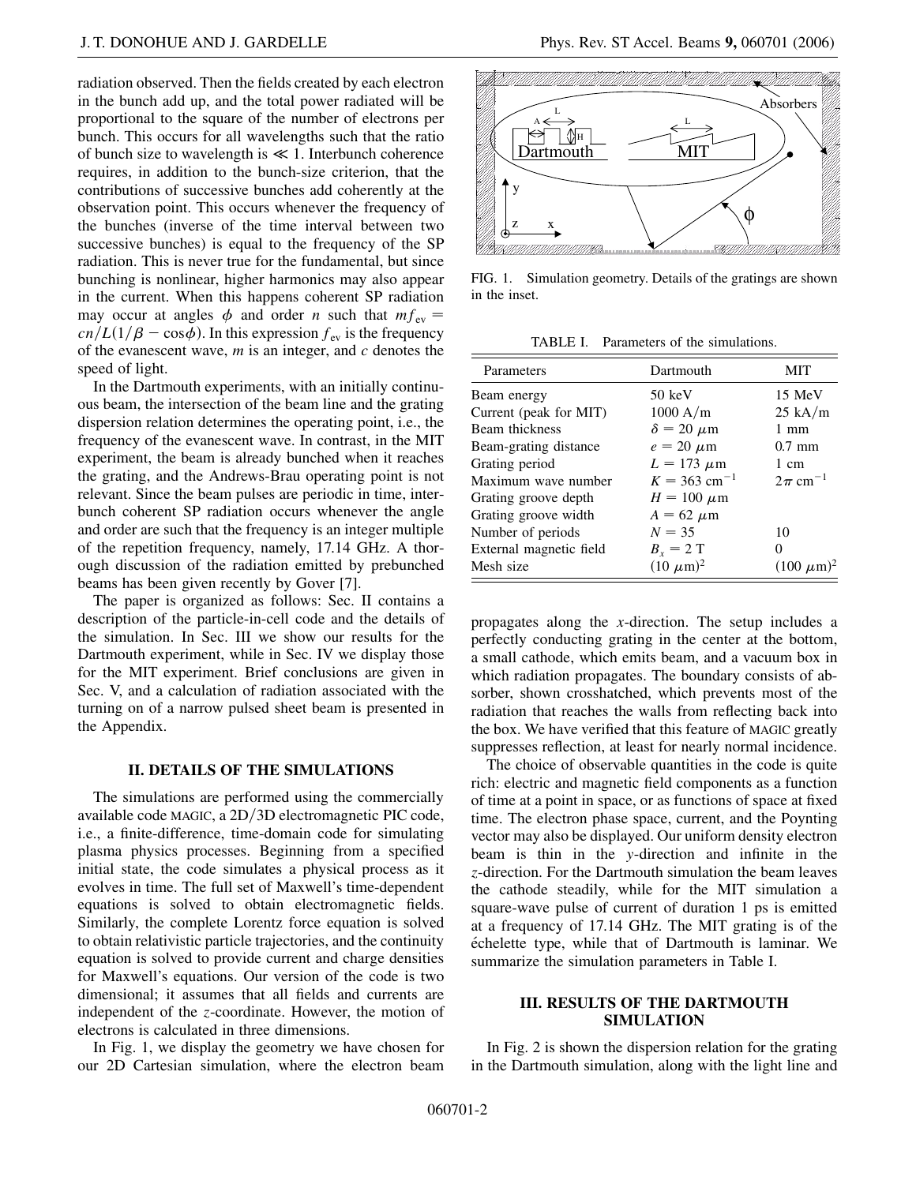radiation observed. Then the fields created by each electron in the bunch add up, and the total power radiated will be proportional to the square of the number of electrons per bunch. This occurs for all wavelengths such that the ratio of bunch size to wavelength is $\ll 1$. Interbunch coherence requires, in addition to the bunch-size criterion, that the contributions of successive bunches add coherently at the observation point. This occurs whenever the frequency of the bunches (inverse of the time interval between two successive bunches) is equal to the frequency of the SP radiation. This is never true for the fundamental, but since bunching is nonlinear, higher harmonics may also appear in the current. When this happens coherent SP radiation may occur at angles $\phi$ and order $n$ such that $mf_{\text{ev}} = cn/L(1/\beta - \cos\phi)$. In this expression $f_{\text{ev}}$ is the frequency of the evanescent wave, $m$ is an integer, and $c$ denotes the speed of light.

In the Dartmouth experiments, with an initially continuous beam, the intersection of the beam line and the grating dispersion relation determines the operating point, i.e., the frequency of the evanescent wave. In contrast, in the MIT experiment, the beam is already bunched when it reaches the grating, and the Andrews-Brau operating point is not relevant. Since the beam pulses are periodic in time, interbunch coherent SP radiation occurs whenever the angle and order are such that the frequency is an integer multiple of the repetition frequency, namely, 17.14 GHz. A thorough discussion of the radiation emitted by prebunched beams has been given recently by Gover [7].

The paper is organized as follows: Sec. II contains a description of the particle-in-cell code and the details of the simulation. In Sec. III we show our results for the Dartmouth experiment, while in Sec. IV we display those for the MIT experiment. Brief conclusions are given in Sec. V, and a calculation of radiation associated with the turning on of a narrow pulsed sheet beam is presented in the Appendix.

## II. DETAILS OF THE SIMULATIONS

The simulations are performed using the commercially available code MAGIC, a 2D/3D electromagnetic PIC code, i.e., a finite-difference, time-domain code for simulating plasma physics processes. Beginning from a specified initial state, the code simulates a physical process as it evolves in time. The full set of Maxwell's time-dependent equations is solved to obtain electromagnetic fields. Similarly, the complete Lorentz force equation is solved to obtain relativistic particle trajectories, and the continuity equation is solved to provide current and charge densities for Maxwell's equations. Our version of the code is two dimensional; it assumes that all fields and currents are independent of the $z$-coordinate. However, the motion of electrons is calculated in three dimensions.

In Fig. 1, we display the geometry we have chosen for our 2D Cartesian simulation, where the electron beam propagates along the $x$-direction. The setup includes a perfectly conducting grating in the center at the bottom, a small cathode, which emits beam, and a vacuum box in which radiation propagates. The boundary consists of absorber, shown crosshatched, which prevents most of the radiation that reaches the walls from reflecting back into the box. We have verified that this feature of MAGIC greatly suppresses reflection, at least for nearly normal incidence.

FIG. 1. Simulation geometry. Details of the gratings are shown in the inset.

TABLE I. Parameters of the simulations.

| Parameters | Dartmouth | MIT |
|---|---|---|
| Beam energy | 50 keV | 15 MeV |
| Current (peak for MIT) | 1000 A/m | 25 kA/m |
| Beam thickness | $\delta = 20\ \mu$m | 1 mm |
| Beam-grating distance | $e = 20\ \mu$m | 0.7 mm |
| Grating period | $L = 173\ \mu$m | 1 cm |
| Maximum wave number | $K = 363\ \text{cm}^{-1}$ | $2\pi\ \text{cm}^{-1}$ |
| Grating groove depth | $H = 100\ \mu$m | |
| Grating groove width | $A = 62\ \mu$m | |
| Number of periods | $N = 35$ | 10 |
| External magnetic field | $B_x = 2$ T | 0 |
| Mesh size | $(10\ \mu\text{m})^2$ | $(100\ \mu\text{m})^2$ |

The choice of observable quantities in the code is quite rich: electric and magnetic field components as a function of time at a point in space, or as functions of space at fixed time. The electron phase space, current, and the Poynting vector may also be displayed. Our uniform density electron beam is thin in the $y$-direction and infinite in the $z$-direction. For the Dartmouth simulation the beam leaves the cathode steadily, while for the MIT simulation a square-wave pulse of current of duration 1 ps is emitted at a frequency of 17.14 GHz. The MIT grating is of the échelette type, while that of Dartmouth is laminar. We summarize the simulation parameters in Table I.

## III. RESULTS OF THE DARTMOUTH SIMULATION

In Fig. 2 is shown the dispersion relation for the grating in the Dartmouth simulation, along with the light line and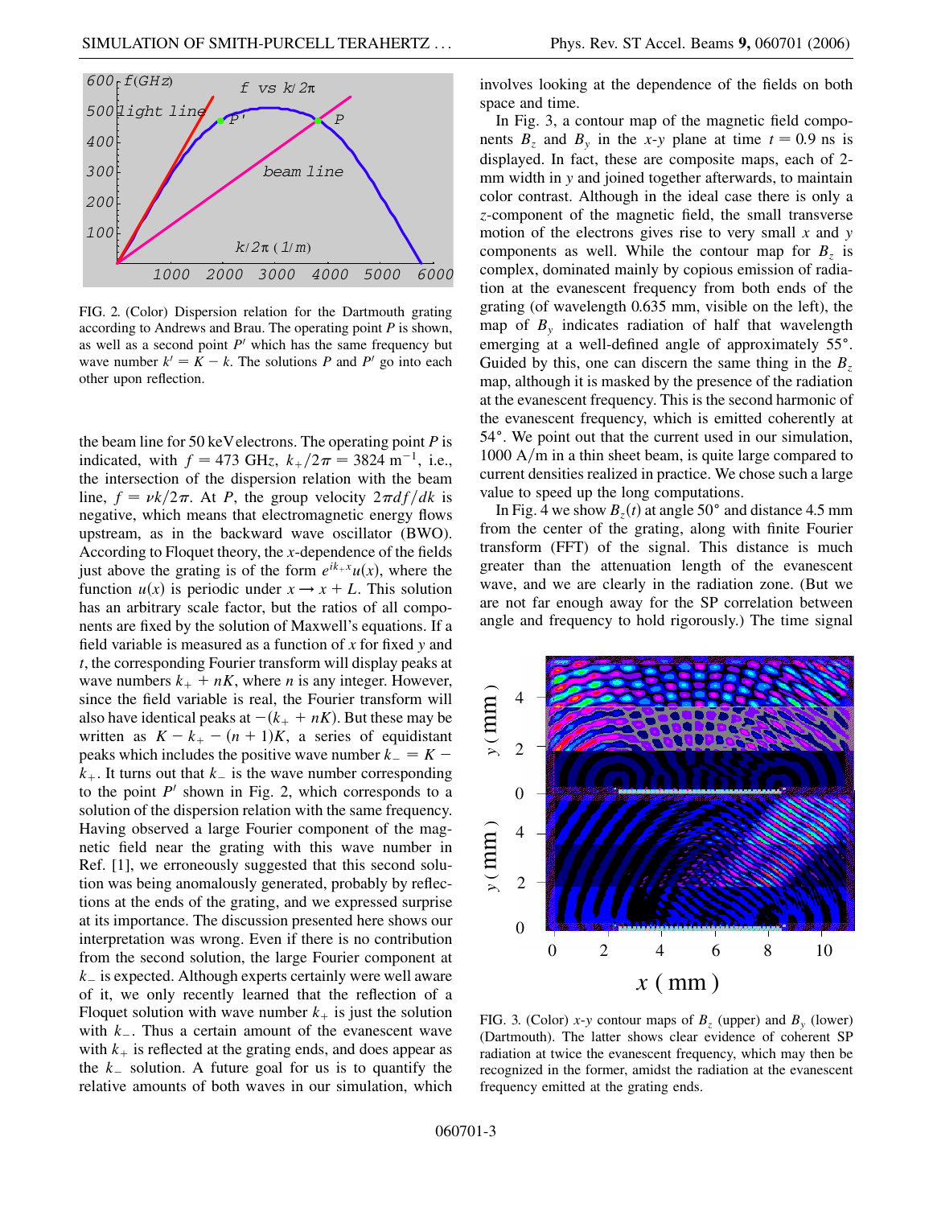FIG. 2. (Color) Dispersion relation for the Dartmouth grating according to Andrews and Brau. The operating point $P$ is shown, as well as a second point $P'$ which has the same frequency but wave number $k' = K - k$. The solutions $P$ and $P'$ go into each other upon reflection.

the beam line for 50 keV electrons. The operating point $P$ is indicated, with $f = 473$ GHz, $k_+/2\pi = 3824$ m$^{-1}$, i.e., the intersection of the dispersion relation with the beam line, $f = vk/2\pi$. At $P$, the group velocity $2\pi df/dk$ is negative, which means that electromagnetic energy flows upstream, as in the backward wave oscillator (BWO). According to Floquet theory, the $x$-dependence of the fields just above the grating is of the form $e^{ik_+x}u(x)$, where the function $u(x)$ is periodic under $x \to x + L$. This solution has an arbitrary scale factor, but the ratios of all components are fixed by the solution of Maxwell's equations. If a field variable is measured as a function of $x$ for fixed $y$ and $t$, the corresponding Fourier transform will display peaks at wave numbers $k_+ + nK$, where $n$ is any integer. However, since the field variable is real, the Fourier transform will also have identical peaks at $-(k_+ + nK)$. But these may be written as $K - k_+ - (n+1)K$, a series of equidistant peaks which includes the positive wave number $k_- = K - k_+$. It turns out that $k_-$ is the wave number corresponding to the point $P'$ shown in Fig. 2, which corresponds to a solution of the dispersion relation with the same frequency. Having observed a large Fourier component of the magnetic field near the grating with this wave number in Ref. [1], we erroneously suggested that this second solution was being anomalously generated, probably by reflections at the ends of the grating, and we expressed surprise at its importance. The discussion presented here shows our interpretation was wrong. Even if there is no contribution from the second solution, the large Fourier component at $k_-$ is expected. Although experts certainly were well aware of it, we only recently learned that the reflection of a Floquet solution with wave number $k_+$ is just the solution with $k_-$. Thus a certain amount of the evanescent wave with $k_+$ is reflected at the grating ends, and does appear as the $k_-$ solution. A future goal for us is to quantify the relative amounts of both waves in our simulation, which involves looking at the dependence of the fields on both space and time.

In Fig. 3, a contour map of the magnetic field components $B_z$ and $B_y$ in the $x$-$y$ plane at time $t = 0.9$ ns is displayed. In fact, these are composite maps, each of 2-mm width in $y$ and joined together afterwards, to maintain color contrast. Although in the ideal case there is only a $z$-component of the magnetic field, the small transverse motion of the electrons gives rise to very small $x$ and $y$ components as well. While the contour map for $B_z$ is complex, dominated mainly by copious emission of radiation at the evanescent frequency from both ends of the grating (of wavelength 0.635 mm, visible on the left), the map of $B_y$ indicates radiation of half that wavelength emerging at a well-defined angle of approximately 55°. Guided by this, one can discern the same thing in the $B_z$ map, although it is masked by the presence of the radiation at the evanescent frequency. This is the second harmonic of the evanescent frequency, which is emitted coherently at 54°. We point out that the current used in our simulation, 1000 A/m in a thin sheet beam, is quite large compared to current densities realized in practice. We chose such a large value to speed up the long computations.

In Fig. 4 we show $B_z(t)$ at angle 50° and distance 4.5 mm from the center of the grating, along with finite Fourier transform (FFT) of the signal. This distance is much greater than the attenuation length of the evanescent wave, and we are clearly in the radiation zone. (But we are not far enough away for the SP correlation between angle and frequency to hold rigorously.) The time signal

FIG. 3. (Color) $x$-$y$ contour maps of $B_z$ (upper) and $B_y$ (lower) (Dartmouth). The latter shows clear evidence of coherent SP radiation at twice the evanescent frequency, which may then be recognized in the former, amidst the radiation at the evanescent frequency emitted at the grating ends.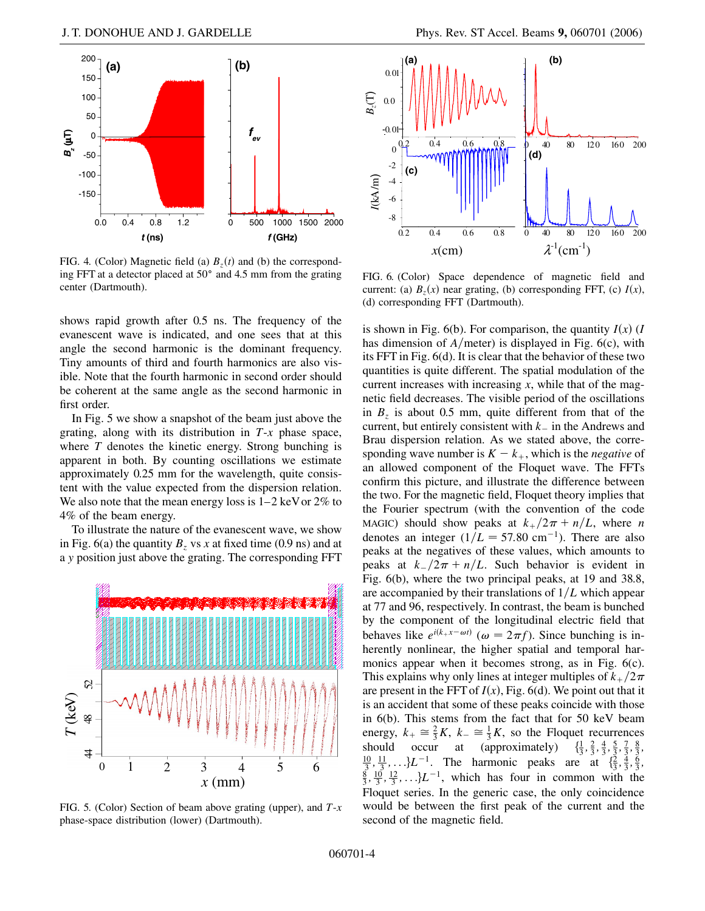FIG. 4. (Color) Magnetic field (a) $B_z(t)$ and (b) the corresponding FFT at a detector placed at 50° and 4.5 mm from the grating center (Dartmouth).

shows rapid growth after 0.5 ns. The frequency of the evanescent wave is indicated, and one sees that at this angle the second harmonic is the dominant frequency. Tiny amounts of third and fourth harmonics are also visible. Note that the fourth harmonic in second order should be coherent at the same angle as the second harmonic in first order.

In Fig. 5 we show a snapshot of the beam just above the grating, along with its distribution in $T$-$x$ phase space, where $T$ denotes the kinetic energy. Strong bunching is apparent in both. By counting oscillations we estimate approximately 0.25 mm for the wavelength, quite consistent with the value expected from the dispersion relation. We also note that the mean energy loss is 1–2 keV or 2% to 4% of the beam energy.

To illustrate the nature of the evanescent wave, we show in Fig. 6(a) the quantity $B_z$ vs $x$ at fixed time (0.9 ns) and at a $y$ position just above the grating. The corresponding FFT is shown in Fig. 6(b). For comparison, the quantity $I(x)$ ($I$ has dimension of $A$/meter) is displayed in Fig. 6(c), with its FFT in Fig. 6(d). It is clear that the behavior of these two quantities is quite different. The spatial modulation of the current increases with increasing $x$, while that of the magnetic field decreases. The visible period of the oscillations in $B_z$ is about 0.5 mm, quite different from that of the current, but entirely consistent with $k_-$ in the Andrews and Brau dispersion relation. As we stated above, the corresponding wave number is $K - k_+$, which is the *negative* of an allowed component of the Floquet wave. The FFTs confirm this picture, and illustrate the difference between the two. For the magnetic field, Floquet theory implies that the Fourier spectrum (with the convention of the code MAGIC) should show peaks at $k_+/2\pi + n/L$, where $n$ denotes an integer ($1/L = 57.80\ \text{cm}^{-1}$). There are also peaks at the negatives of these values, which amounts to peaks at $k_-/2\pi + n/L$. Such behavior is evident in Fig. 6(b), where the two principal peaks, at 19 and 38.8, are accompanied by their translations of $1/L$ which appear at 77 and 96, respectively. In contrast, the beam is bunched by the component of the longitudinal electric field that behaves like $e^{i(k_+x-\omega t)}$ ($\omega = 2\pi f$). Since bunching is inherently nonlinear, the higher spatial and temporal harmonics appear when it becomes strong, as in Fig. 6(c). This explains why only lines at integer multiples of $k_+/2\pi$ are present in the FFT of $I(x)$, Fig. 6(d). We point out that it is an accident that some of these peaks coincide with those in 6(b). This stems from the fact that for 50 keV beam energy, $k_+ \cong \frac{2}{3}K$, $k_- \cong \frac{1}{3}K$, so the Floquet recurrences should occur at (approximately) $\{\frac{1}{3}, \frac{2}{3}, \frac{4}{3}, \frac{5}{3}, \frac{7}{3}, \frac{8}{3}, \frac{10}{3}, \frac{11}{3}, \ldots\}L^{-1}$. The harmonic peaks are at $\{\frac{2}{3}, \frac{4}{3}, \frac{6}{3}, \frac{8}{3}, \frac{10}{3}, \frac{12}{3}, \ldots\}L^{-1}$, which has four in common with the Floquet series. In the generic case, the only coincidence would be between the first peak of the current and the second of the magnetic field.

FIG. 5. (Color) Section of beam above grating (upper), and $T$-$x$ phase-space distribution (lower) (Dartmouth).

FIG. 6. (Color) Space dependence of magnetic field and current: (a) $B_z(x)$ near grating, (b) corresponding FFT, (c) $I(x)$, (d) corresponding FFT (Dartmouth).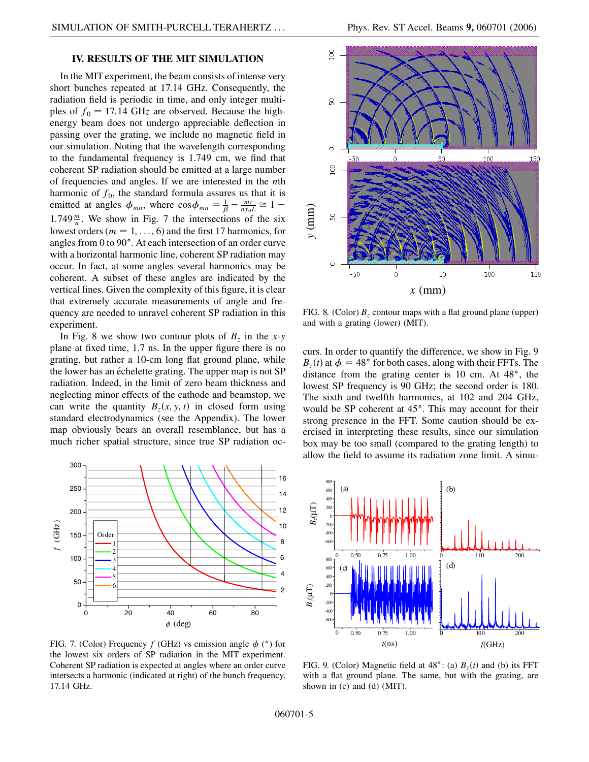## IV. RESULTS OF THE MIT SIMULATION

In the MIT experiment, the beam consists of intense very short bunches repeated at 17.14 GHz. Consequently, the radiation field is periodic in time, and only integer multiples of $f_0 = 17.14$ GHz are observed. Because the high-energy beam does not undergo appreciable deflection in passing over the grating, we include no magnetic field in our simulation. Noting that the wavelength corresponding to the fundamental frequency is 1.749 cm, we find that coherent SP radiation should be emitted at a large number of frequencies and angles. If we are interested in the $n$th harmonic of $f_0$, the standard formula assures us that it is emitted at angles $\phi_{mn}$, where $\cos\phi_{mn} = \frac{1}{\beta} - \frac{mc}{nf_0L} \cong 1 - 1.749\frac{m}{n}$. We show in Fig. 7 the intersections of the six lowest orders ($m = 1, \ldots, 6$) and the first 17 harmonics, for angles from 0 to 90°. At each intersection of an order curve with a horizontal harmonic line, coherent SP radiation may occur. In fact, at some angles several harmonics may be coherent. A subset of these angles are indicated by the vertical lines. Given the complexity of this figure, it is clear that extremely accurate measurements of angle and frequency are needed to unravel coherent SP radiation in this experiment.

In Fig. 8 we show two contour plots of $B_z$ in the $x$-$y$ plane at fixed time, 1.7 ns. In the upper figure there is no grating, but rather a 10-cm long flat ground plane, while the lower has an échelette grating. The upper map is not SP radiation. Indeed, in the limit of zero beam thickness and neglecting minor effects of the cathode and beamstop, we can write the quantity $B_z(x, y, t)$ in closed form using standard electrodynamics (see the Appendix). The lower map obviously bears an overall resemblance, but has a much richer spatial structure, since true SP radiation occurs. In order to quantify the difference, we show in Fig. 9 $B_z(t)$ at $\phi = 48°$ for both cases, along with their FFTs. The distance from the grating center is 10 cm. At 48°, the lowest SP frequency is 90 GHz; the second order is 180. The sixth and twelfth harmonics, at 102 and 204 GHz, would be SP coherent at 45°. This may account for their strong presence in the FFT. Some caution should be exercised in interpreting these results, since our simulation box may be too small (compared to the grating length) to allow the field to assume its radiation zone limit. A simu-

FIG. 7. (Color) Frequency $f$ (GHz) vs emission angle $\phi$ (°) for the lowest six orders of SP radiation in the MIT experiment. Coherent SP radiation is expected at angles where an order curve intersects a harmonic (indicated at right) of the bunch frequency, 17.14 GHz.

FIG. 8. (Color) $B_z$ contour maps with a flat ground plane (upper) and with a grating (lower) (MIT).

FIG. 9. (Color) Magnetic field at 48°: (a) $B_z(t)$ and (b) its FFT with a flat ground plane. The same, but with the grating, are shown in (c) and (d) (MIT).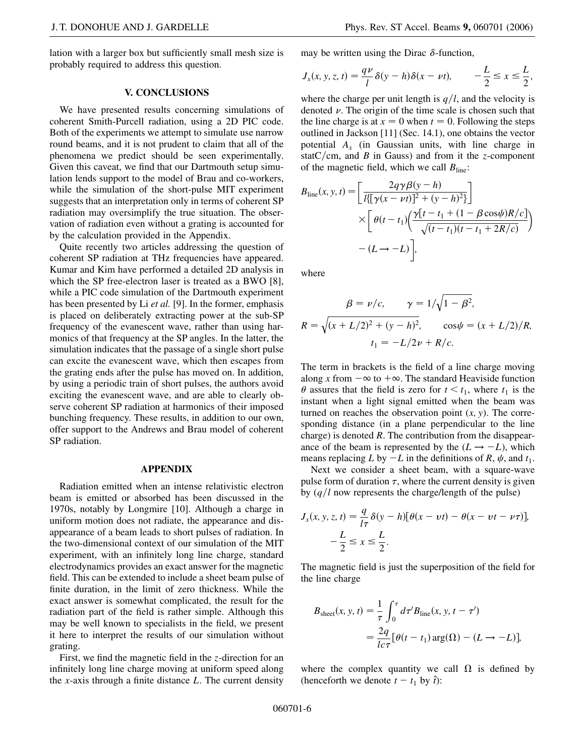lation with a larger box but sufficiently small mesh size is probably required to address this question.

## V. CONCLUSIONS

We have presented results concerning simulations of coherent Smith-Purcell radiation, using a 2D PIC code. Both of the experiments we attempt to simulate use narrow round beams, and it is not prudent to claim that all of the phenomena we predict should be seen experimentally. Given this caveat, we find that our Dartmouth setup simulation lends support to the model of Brau and co-workers, while the simulation of the short-pulse MIT experiment suggests that an interpretation only in terms of coherent SP radiation may oversimplify the true situation. The observation of radiation even without a grating is accounted for by the calculation provided in the Appendix.

Quite recently two articles addressing the question of coherent SP radiation at THz frequencies have appeared. Kumar and Kim have performed a detailed 2D analysis in which the SP free-electron laser is treated as a BWO [8], while a PIC code simulation of the Dartmouth experiment has been presented by Li *et al.* [9]. In the former, emphasis is placed on deliberately extracting power at the sub-SP frequency of the evanescent wave, rather than using harmonics of that frequency at the SP angles. In the latter, the simulation indicates that the passage of a single short pulse can excite the evanescent wave, which then escapes from the grating ends after the pulse has moved on. In addition, by using a periodic train of short pulses, the authors avoid exciting the evanescent wave, and are able to clearly observe coherent SP radiation at harmonics of their imposed bunching frequency. These results, in addition to our own, offer support to the Andrews and Brau model of coherent SP radiation.

## APPENDIX

Radiation emitted when an intense relativistic electron beam is emitted or absorbed has been discussed in the 1970s, notably by Longmire [10]. Although a charge in uniform motion does not radiate, the appearance and disappearance of a beam leads to short pulses of radiation. In the two-dimensional context of our simulation of the MIT experiment, with an infinitely long line charge, standard electrodynamics provides an exact answer for the magnetic field. This can be extended to include a sheet beam pulse of finite duration, in the limit of zero thickness. While the exact answer is somewhat complicated, the result for the radiation part of the field is rather simple. Although this may be well known to specialists in the field, we present it here to interpret the results of our simulation without grating.

First, we find the magnetic field in the $z$-direction for an infinitely long line charge moving at uniform speed along the $x$-axis through a finite distance $L$. The current density may be written using the Dirac $\delta$-function,

$$J_x(x, y, z, t) = \frac{q\nu}{l}\delta(y - h)\delta(x - \nu t), \qquad -\frac{L}{2} \le x \le \frac{L}{2},$$

where the charge per unit length is $q/l$, and the velocity is denoted $\nu$. The origin of the time scale is chosen such that the line charge is at $x = 0$ when $t = 0$. Following the steps outlined in Jackson [11] (Sec. 14.1), one obtains the vector potential $A_x$ (in Gaussian units, with line charge in statC/cm, and $B$ in Gauss) and from it the $z$-component of the magnetic field, which we call $B_{\rm line}$:

$$B_{\rm line}(x, y, t) = \left[\frac{2q\gamma\beta(y - h)}{l\{[\gamma(x - \nu t)]^2 + (y - h)^2\}}\right] \times \left[\theta(t - t_1)\left(\frac{\gamma[t - t_1 + (1 - \beta\cos\psi)R/c]}{\sqrt{(t - t_1)(t - t_1 + 2R/c)}}\right) - (L \to -L)\right],$$

where

$$\beta = \nu/c, \qquad \gamma = 1/\sqrt{1 - \beta^2},$$
$$R = \sqrt{(x + L/2)^2 + (y - h)^2}, \qquad \cos\psi = (x + L/2)/R,$$
$$t_1 = -L/2\nu + R/c.$$

The term in brackets is the field of a line charge moving along $x$ from $-\infty$ to $+\infty$. The standard Heaviside function $\theta$ assures that the field is zero for $t < t_1$, where $t_1$ is the instant when a light signal emitted when the beam was turned on reaches the observation point $(x, y)$. The corresponding distance (in a plane perpendicular to the line charge) is denoted $R$. The contribution from the disappearance of the beam is represented by the $(L \to -L)$, which means replacing $L$ by $-L$ in the definitions of $R$, $\psi$, and $t_1$.

Next we consider a sheet beam, with a square-wave pulse form of duration $\tau$, where the current density is given by ($q/l$ now represents the charge/length of the pulse)

$$J_x(x, y, z, t) = \frac{q}{l\tau}\delta(y - h)[\theta(x - vt) - \theta(x - vt - \nu\tau)], \qquad -\frac{L}{2} \le x \le \frac{L}{2}.$$

The magnetic field is just the superposition of the field for the line charge

$$B_{\rm sheet}(x, y, t) = \frac{1}{\tau}\int_0^\tau d\tau' B_{\rm line}(x, y, t - \tau') = \frac{2q}{lc\tau}[\theta(t - t_1)\arg(\Omega) - (L \to -L)],$$

where the complex quantity we call $\Omega$ is defined by (henceforth we denote $t - t_1$ by $\hat{t}$):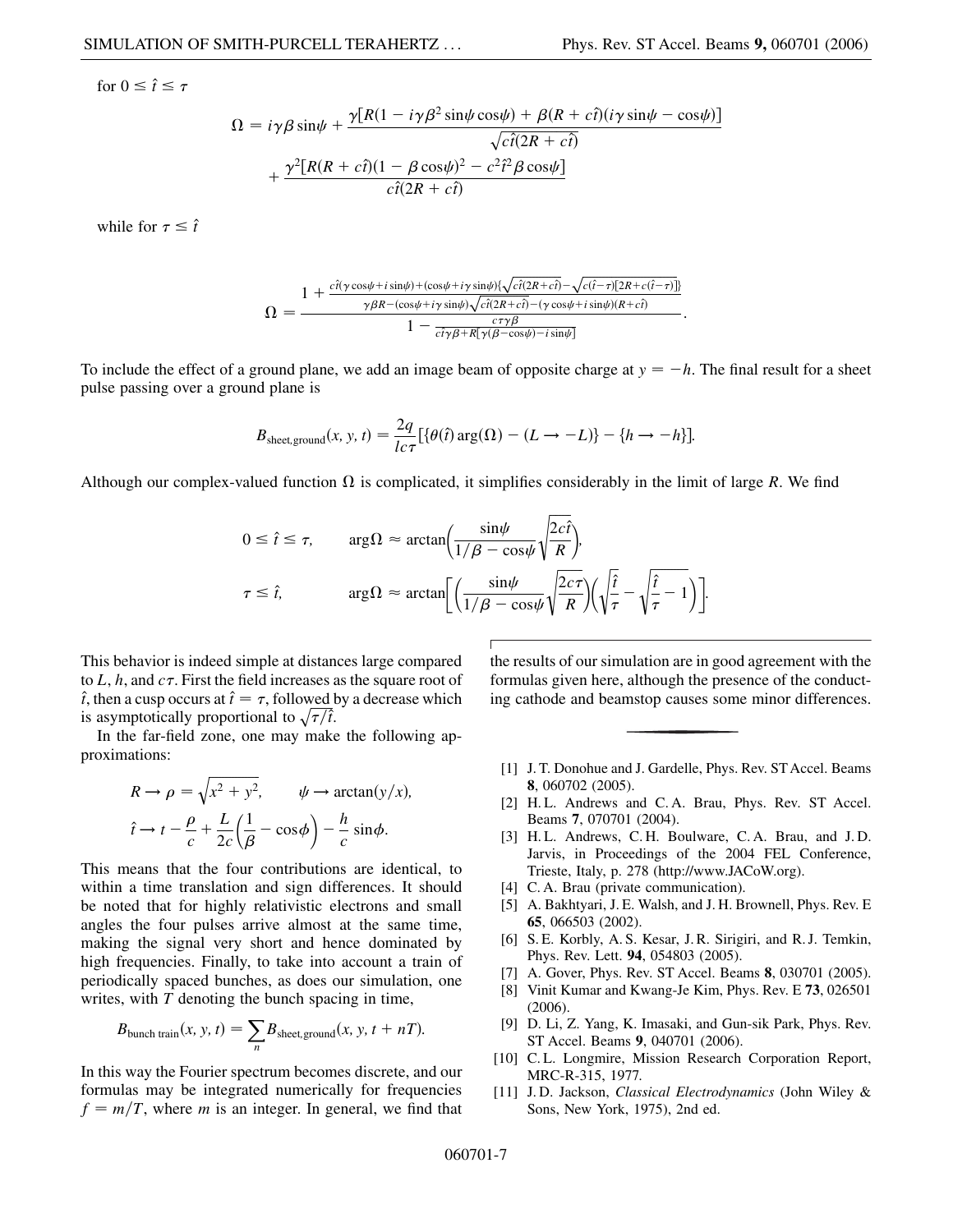for $0 \le \hat{t} \le \tau$

$$\Omega = i\gamma\beta\sin\psi + \frac{\gamma[R(1 - i\gamma\beta^2\sin\psi\cos\psi) + \beta(R + c\hat{t})(i\gamma\sin\psi - \cos\psi)]}{\sqrt{c\hat{t}(2R + c\hat{t})}} + \frac{\gamma^2[R(R + c\hat{t})(1 - \beta\cos\psi)^2 - c^2\hat{t}^2\beta\cos\psi]}{c\hat{t}(2R + c\hat{t})}$$

while for $\tau \le \hat{t}$

$$\Omega = \frac{1 + \frac{c\hat{t}(\gamma\cos\psi + i\sin\psi) + (\cos\psi + i\gamma\sin\psi)\{\sqrt{c\hat{t}(2R + c\hat{t})} - \sqrt{c(\hat{t} - \tau)[2R + c(\hat{t} - \tau)]}\}}{\gamma\beta R - (\cos\psi + i\gamma\sin\psi)\sqrt{c\hat{t}(2R + c\hat{t})} - (\gamma\cos\psi + i\sin\psi)(R + c\hat{t})}}{1 - \frac{c\tau\gamma\beta}{c\hat{t}\gamma\beta + R[\gamma(\beta - \cos\psi) - i\sin\psi]}}.$$

To include the effect of a ground plane, we add an image beam of opposite charge at $y = -h$. The final result for a sheet pulse passing over a ground plane is

$$B_{\text{sheet,ground}}(x, y, t) = \frac{2q}{lc\tau}[\{\theta(\hat{t})\arg(\Omega) - (L \to -L)\} - \{h \to -h\}].$$

Although our complex-valued function $\Omega$ is complicated, it simplifies considerably in the limit of large $R$. We find

$$0 \le \hat{t} \le \tau, \qquad \arg\Omega \approx \arctan\left(\frac{\sin\psi}{1/\beta - \cos\psi}\sqrt{\frac{2c\hat{t}}{R}}\right),$$

$$\tau \le \hat{t}, \qquad \arg\Omega \approx \arctan\left[\left(\frac{\sin\psi}{1/\beta - \cos\psi}\sqrt{\frac{2c\tau}{R}}\right)\left(\sqrt{\frac{\hat{t}}{\tau}} - \sqrt{\frac{\hat{t}}{\tau} - 1}\right)\right].$$

This behavior is indeed simple at distances large compared to $L$, $h$, and $c\tau$. First the field increases as the square root of $\hat{t}$, then a cusp occurs at $\hat{t} = \tau$, followed by a decrease which is asymptotically proportional to $\sqrt{\tau/\hat{t}}$.

In the far-field zone, one may make the following approximations:

$$R \to \rho = \sqrt{x^2 + y^2}, \qquad \psi \to \arctan(y/x),$$

$$\hat{t} \to t - \frac{\rho}{c} + \frac{L}{2c}\left(\frac{1}{\beta} - \cos\phi\right) - \frac{h}{c}\sin\phi.$$

This means that the four contributions are identical, to within a time translation and sign differences. It should be noted that for highly relativistic electrons and small angles the four pulses arrive almost at the same time, making the signal very short and hence dominated by high frequencies. Finally, to take into account a train of periodically spaced bunches, as does our simulation, one writes, with $T$ denoting the bunch spacing in time,

$$B_{\text{bunch train}}(x, y, t) = \sum_n B_{\text{sheet,ground}}(x, y, t + nT).$$

In this way the Fourier spectrum becomes discrete, and our formulas may be integrated numerically for frequencies $f = m/T$, where $m$ is an integer. In general, we find that the results of our simulation are in good agreement with the formulas given here, although the presence of the conducting cathode and beamstop causes some minor differences.

---

[1] J. T. Donohue and J. Gardelle, Phys. Rev. ST Accel. Beams **8**, 060702 (2005).

[2] H. L. Andrews and C. A. Brau, Phys. Rev. ST Accel. Beams **7**, 070701 (2004).

[3] H. L. Andrews, C. H. Boulware, C. A. Brau, and J. D. Jarvis, in Proceedings of the 2004 FEL Conference, Trieste, Italy, p. 278 (http://www.JACoW.org).

[4] C. A. Brau (private communication).

[5] A. Bakhtyari, J. E. Walsh, and J. H. Brownell, Phys. Rev. E **65**, 066503 (2002).

[6] S. E. Korbly, A. S. Kesar, J. R. Sirigiri, and R. J. Temkin, Phys. Rev. Lett. **94**, 054803 (2005).

[7] A. Gover, Phys. Rev. ST Accel. Beams **8**, 030701 (2005).

[8] Vinit Kumar and Kwang-Je Kim, Phys. Rev. E **73**, 026501 (2006).

[9] D. Li, Z. Yang, K. Imasaki, and Gun-sik Park, Phys. Rev. ST Accel. Beams **9**, 040701 (2006).

[10] C. L. Longmire, Mission Research Corporation Report, MRC-R-315, 1977.

[11] J. D. Jackson, *Classical Electrodynamics* (John Wiley & Sons, New York, 1975), 2nd ed.